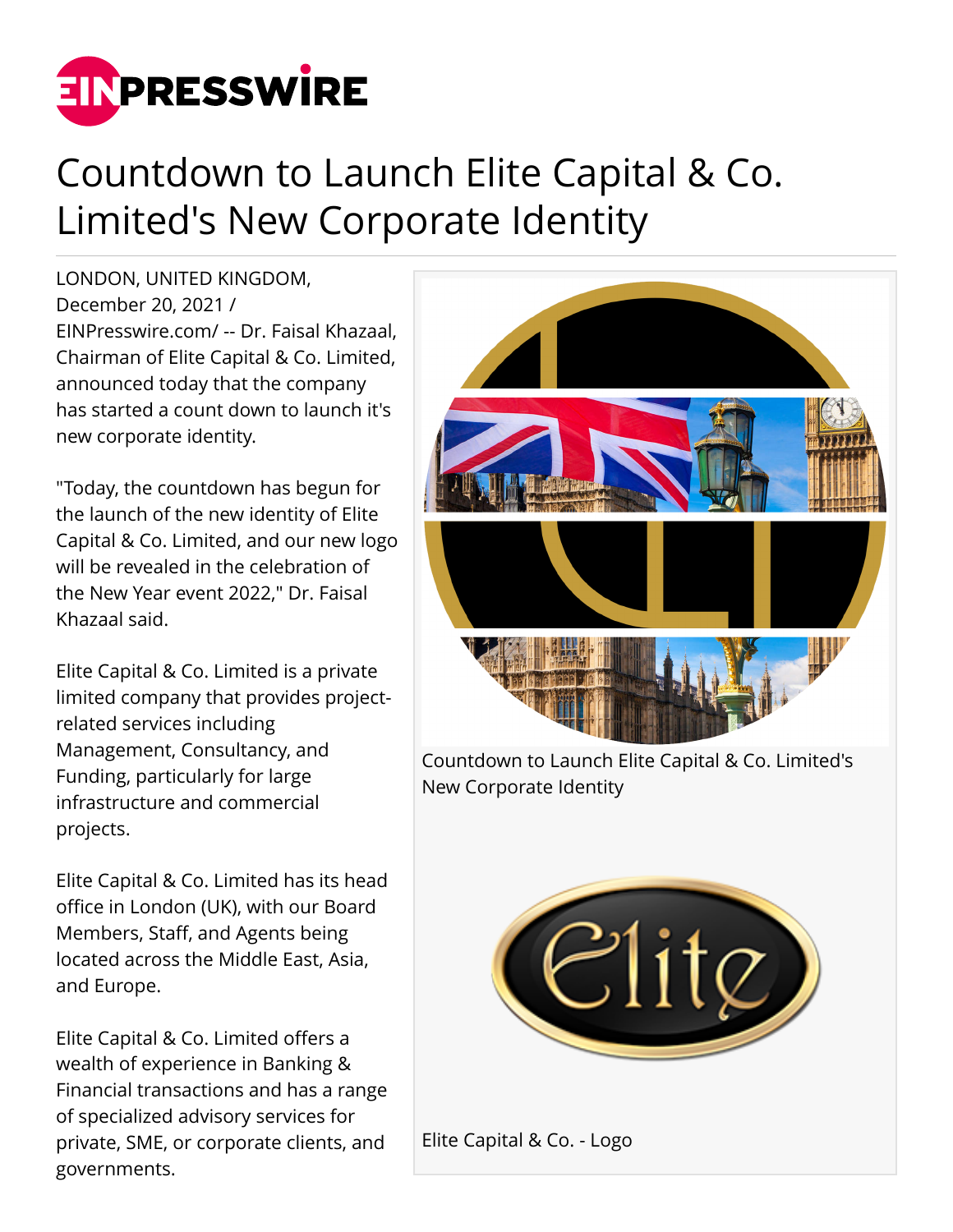# Countdown to Launch Elite Capital & Co. Limited's New Corporate Identity

LONDON, UNITED KINGDOM, December 20, 2021 / EINPresswire.com/ -- Dr. Faisal Khazaal, Chairman of Elite Capital & Co. Limited, announced today that the company has started a count down to launch it's new corporate identity.

"Today, the countdown has begun for the launch of the new identity of Elite Capital & Co. Limited, and our new logo will be revealed in the celebration of the New Year event 2022," Dr. Faisal Khazaal said.

Elite Capital & Co. Limited is a private limited company that provides project-related services including Management, Consultancy, and Funding, particularly for large infrastructure and commercial projects.

Elite Capital & Co. Limited has its head office in London (UK), with our Board Members, Staff, and Agents being located across the Middle East, Asia, and Europe.

Elite Capital & Co. Limited offers a wealth of experience in Banking & Financial transactions and has a range of specialized advisory services for private, SME, or corporate clients, and governments.

Countdown to Launch Elite Capital & Co. Limited's New Corporate Identity

Elite Capital & Co. - Logo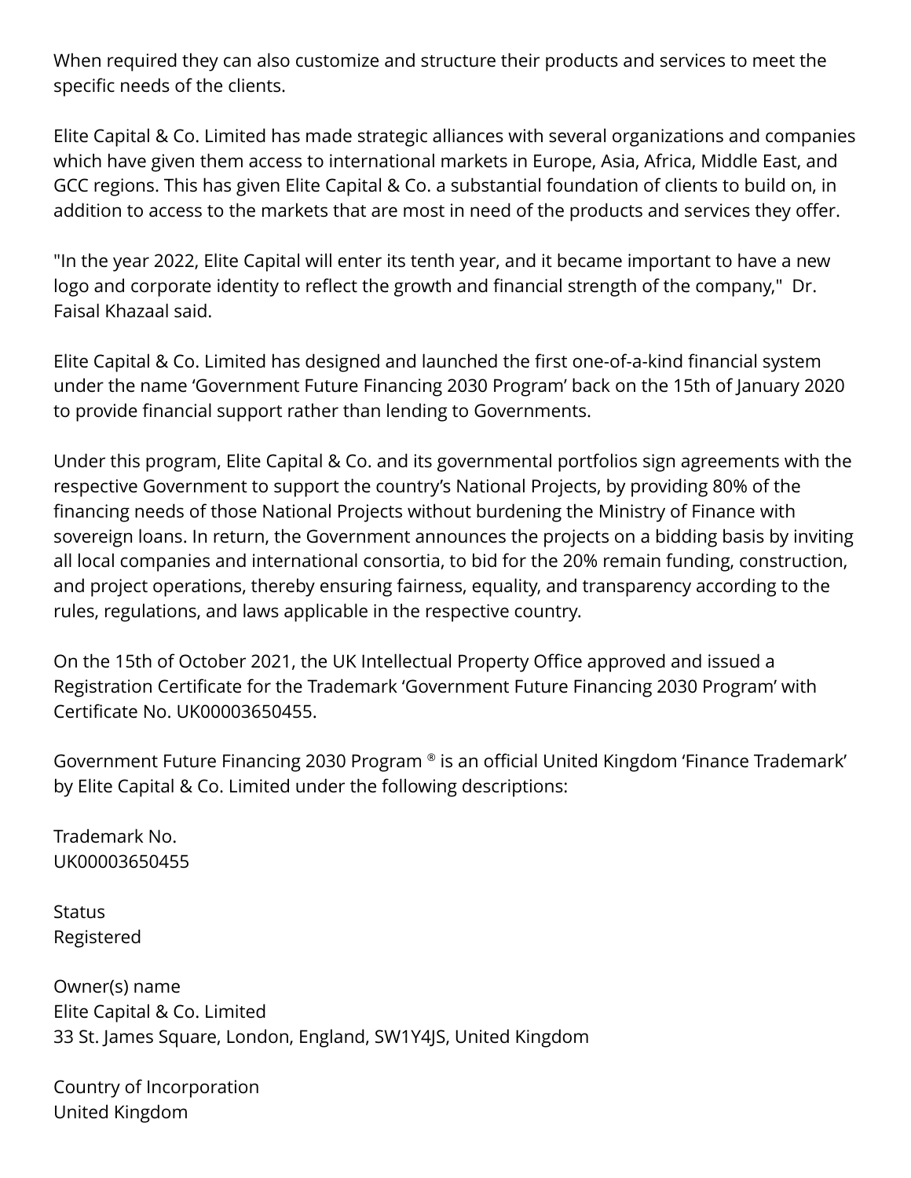When required they can also customize and structure their products and services to meet the specific needs of the clients.

Elite Capital & Co. Limited has made strategic alliances with several organizations and companies which have given them access to international markets in Europe, Asia, Africa, Middle East, and GCC regions. This has given Elite Capital & Co. a substantial foundation of clients to build on, in addition to access to the markets that are most in need of the products and services they offer.

"In the year 2022, Elite Capital will enter its tenth year, and it became important to have a new logo and corporate identity to reflect the growth and financial strength of the company," Dr. Faisal Khazaal said.

Elite Capital & Co. Limited has designed and launched the first one-of-a-kind financial system under the name 'Government Future Financing 2030 Program' back on the 15th of January 2020 to provide financial support rather than lending to Governments.

Under this program, Elite Capital & Co. and its governmental portfolios sign agreements with the respective Government to support the country's National Projects, by providing 80% of the financing needs of those National Projects without burdening the Ministry of Finance with sovereign loans. In return, the Government announces the projects on a bidding basis by inviting all local companies and international consortia, to bid for the 20% remain funding, construction, and project operations, thereby ensuring fairness, equality, and transparency according to the rules, regulations, and laws applicable in the respective country.

On the 15th of October 2021, the UK Intellectual Property Office approved and issued a Registration Certificate for the Trademark 'Government Future Financing 2030 Program' with Certificate No. UK00003650455.

Government Future Financing 2030 Program ® is an official United Kingdom 'Finance Trademark' by Elite Capital & Co. Limited under the following descriptions:

Trademark No.
UK00003650455

Status
Registered

Owner(s) name
Elite Capital & Co. Limited
33 St. James Square, London, England, SW1Y4JS, United Kingdom

Country of Incorporation
United Kingdom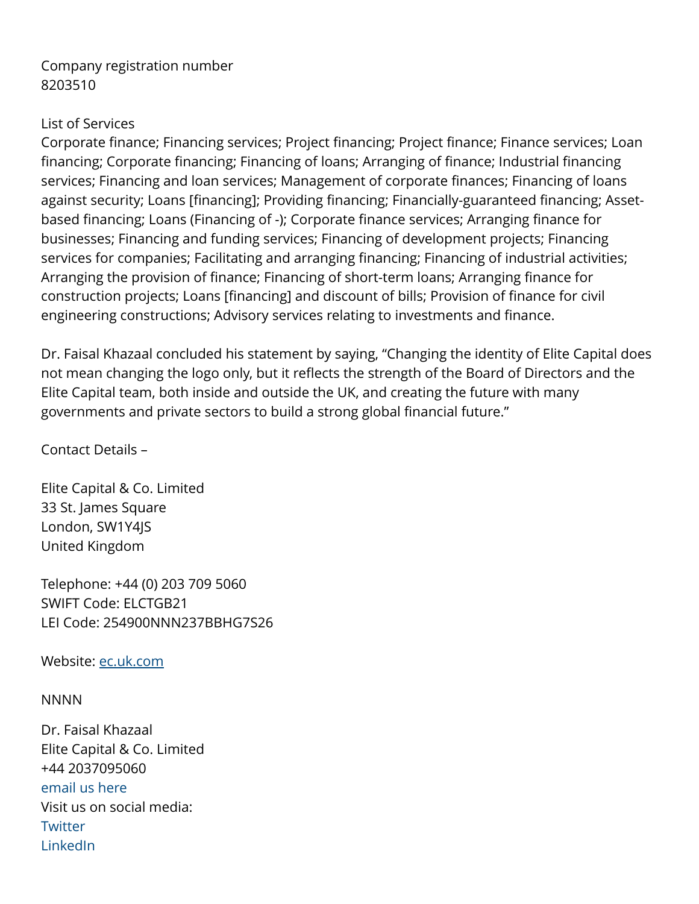Company registration number
8203510

List of Services
Corporate finance; Financing services; Project financing; Project finance; Finance services; Loan financing; Corporate financing; Financing of loans; Arranging of finance; Industrial financing services; Financing and loan services; Management of corporate finances; Financing of loans against security; Loans [financing]; Providing financing; Financially-guaranteed financing; Asset-based financing; Loans (Financing of -); Corporate finance services; Arranging finance for businesses; Financing and funding services; Financing of development projects; Financing services for companies; Facilitating and arranging financing; Financing of industrial activities; Arranging the provision of finance; Financing of short-term loans; Arranging finance for construction projects; Loans [financing] and discount of bills; Provision of finance for civil engineering constructions; Advisory services relating to investments and finance.

Dr. Faisal Khazaal concluded his statement by saying, "Changing the identity of Elite Capital does not mean changing the logo only, but it reflects the strength of the Board of Directors and the Elite Capital team, both inside and outside the UK, and creating the future with many governments and private sectors to build a strong global financial future."

Contact Details –

Elite Capital & Co. Limited
33 St. James Square
London, SW1Y4JS
United Kingdom

Telephone: +44 (0) 203 709 5060
SWIFT Code: ELCTGB21
LEI Code: 254900NNN237BBHG7S26

Website: ec.uk.com

NNNN

Dr. Faisal Khazaal
Elite Capital & Co. Limited
+44 2037095060
email us here
Visit us on social media:
Twitter
LinkedIn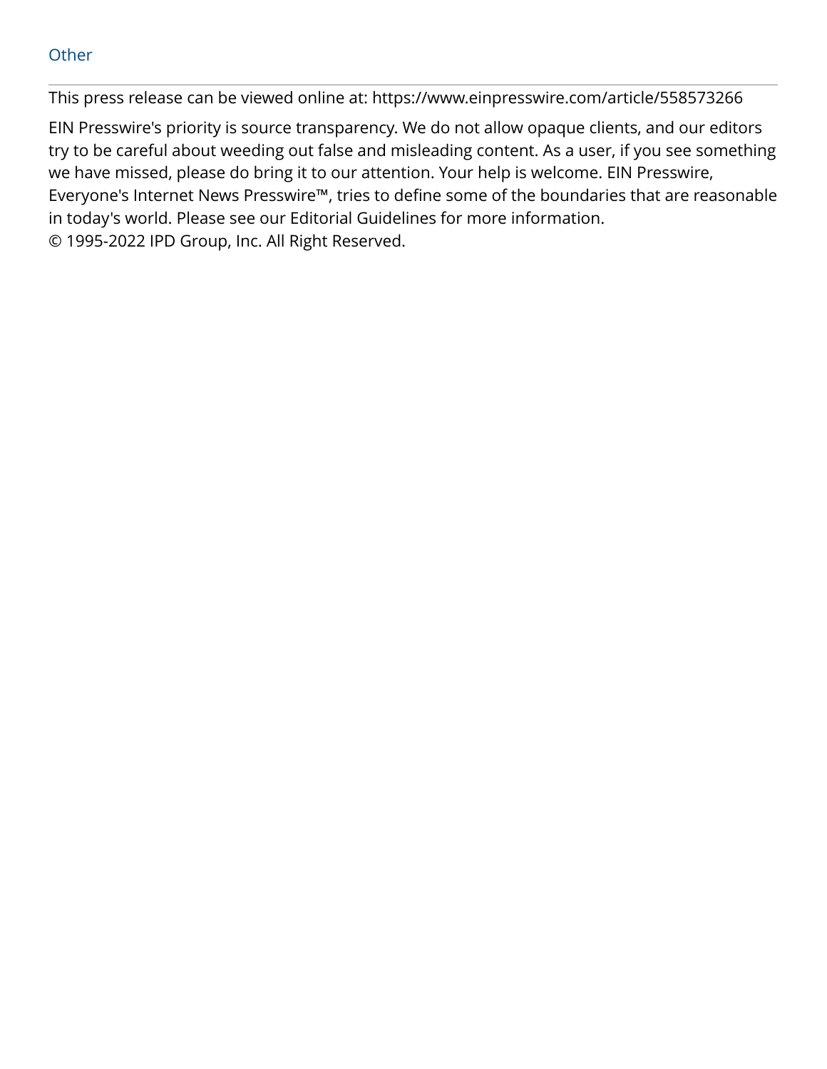Other

---

This press release can be viewed online at: https://www.einpresswire.com/article/558573266

EIN Presswire's priority is source transparency. We do not allow opaque clients, and our editors try to be careful about weeding out false and misleading content. As a user, if you see something we have missed, please do bring it to our attention. Your help is welcome. EIN Presswire, Everyone's Internet News Presswire™, tries to define some of the boundaries that are reasonable in today's world. Please see our Editorial Guidelines for more information.
© 1995-2022 IPD Group, Inc. All Right Reserved.